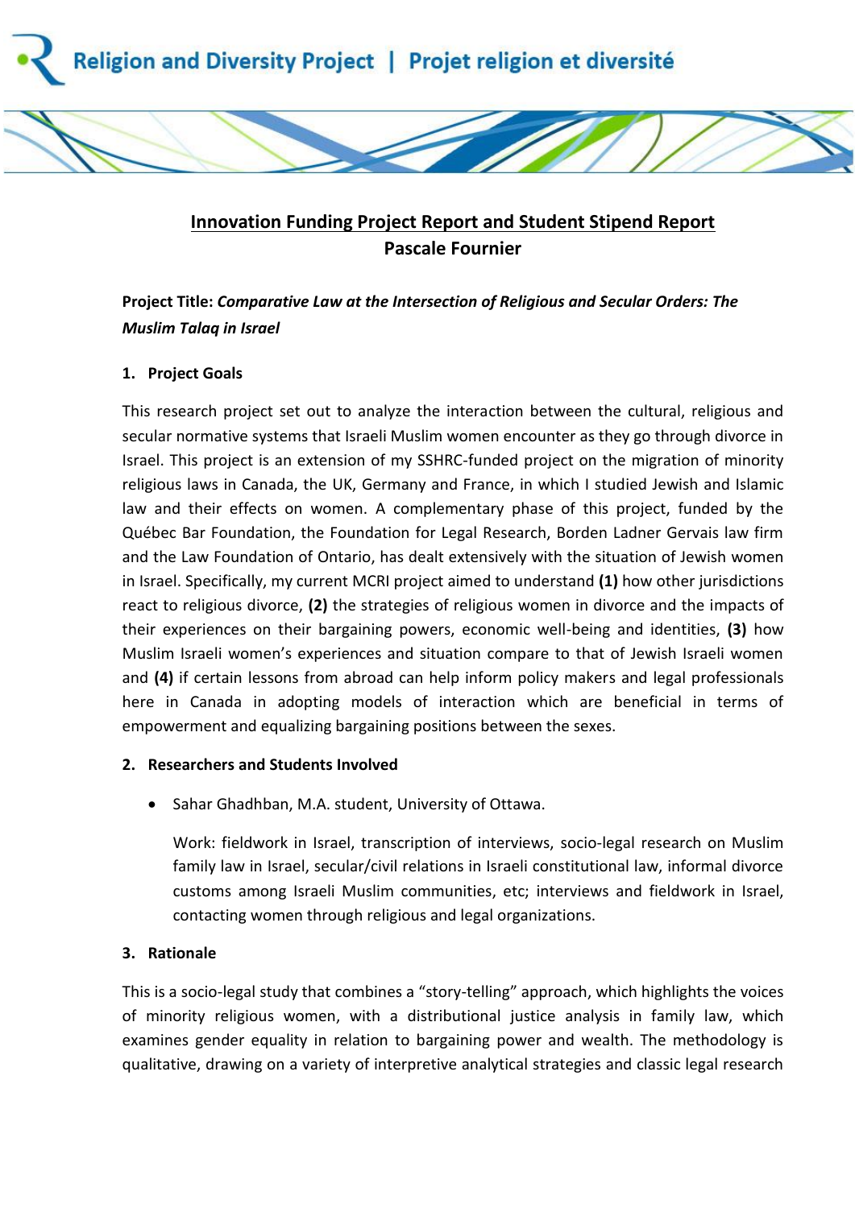Religion and Diversity Project | Projet religion et diversité

# Innovation Funding Project Report and Student Stipend Report

**Pascale Fournier**

**Project Title:** ***Comparative Law at the Intersection of Religious and Secular Orders: The Muslim Talaq in Israel***

## 1. Project Goals

This research project set out to analyze the interaction between the cultural, religious and secular normative systems that Israeli Muslim women encounter as they go through divorce in Israel. This project is an extension of my SSHRC-funded project on the migration of minority religious laws in Canada, the UK, Germany and France, in which I studied Jewish and Islamic law and their effects on women. A complementary phase of this project, funded by the Québec Bar Foundation, the Foundation for Legal Research, Borden Ladner Gervais law firm and the Law Foundation of Ontario, has dealt extensively with the situation of Jewish women in Israel. Specifically, my current MCRI project aimed to understand **(1)** how other jurisdictions react to religious divorce, **(2)** the strategies of religious women in divorce and the impacts of their experiences on their bargaining powers, economic well-being and identities, **(3)** how Muslim Israeli women's experiences and situation compare to that of Jewish Israeli women and **(4)** if certain lessons from abroad can help inform policy makers and legal professionals here in Canada in adopting models of interaction which are beneficial in terms of empowerment and equalizing bargaining positions between the sexes.

## 2. Researchers and Students Involved

- Sahar Ghadhban, M.A. student, University of Ottawa.

  Work: fieldwork in Israel, transcription of interviews, socio-legal research on Muslim family law in Israel, secular/civil relations in Israeli constitutional law, informal divorce customs among Israeli Muslim communities, etc; interviews and fieldwork in Israel, contacting women through religious and legal organizations.

## 3. Rationale

This is a socio-legal study that combines a "story-telling" approach, which highlights the voices of minority religious women, with a distributional justice analysis in family law, which examines gender equality in relation to bargaining power and wealth. The methodology is qualitative, drawing on a variety of interpretive analytical strategies and classic legal research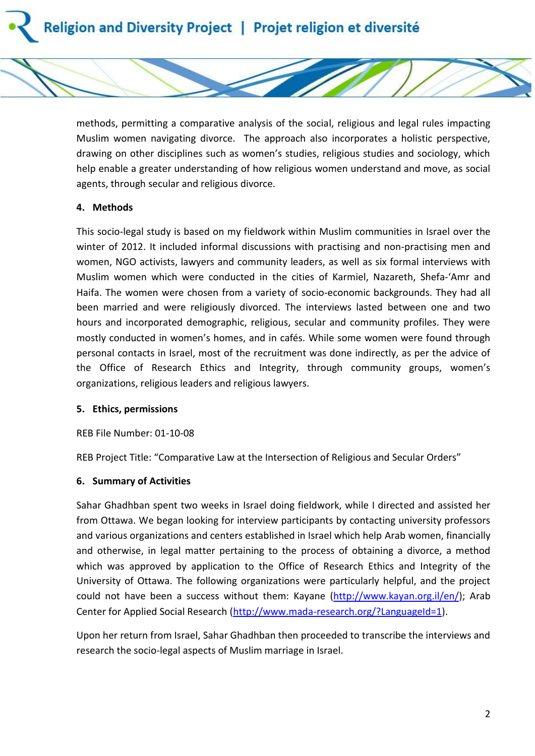methods, permitting a comparative analysis of the social, religious and legal rules impacting Muslim women navigating divorce. The approach also incorporates a holistic perspective, drawing on other disciplines such as women's studies, religious studies and sociology, which help enable a greater understanding of how religious women understand and move, as social agents, through secular and religious divorce.

## 4. Methods

This socio-legal study is based on my fieldwork within Muslim communities in Israel over the winter of 2012. It included informal discussions with practising and non-practising men and women, NGO activists, lawyers and community leaders, as well as six formal interviews with Muslim women which were conducted in the cities of Karmiel, Nazareth, Shefa-'Amr and Haifa. The women were chosen from a variety of socio-economic backgrounds. They had all been married and were religiously divorced. The interviews lasted between one and two hours and incorporated demographic, religious, secular and community profiles. They were mostly conducted in women's homes, and in cafés. While some women were found through personal contacts in Israel, most of the recruitment was done indirectly, as per the advice of the Office of Research Ethics and Integrity, through community groups, women's organizations, religious leaders and religious lawyers.

## 5. Ethics, permissions

REB File Number: 01-10-08

REB Project Title: "Comparative Law at the Intersection of Religious and Secular Orders"

## 6. Summary of Activities

Sahar Ghadhban spent two weeks in Israel doing fieldwork, while I directed and assisted her from Ottawa. We began looking for interview participants by contacting university professors and various organizations and centers established in Israel which help Arab women, financially and otherwise, in legal matter pertaining to the process of obtaining a divorce, a method which was approved by application to the Office of Research Ethics and Integrity of the University of Ottawa. The following organizations were particularly helpful, and the project could not have been a success without them: Kayane (http://www.kayan.org.il/en/); Arab Center for Applied Social Research (http://www.mada-research.org/?LanguageId=1).

Upon her return from Israel, Sahar Ghadhban then proceeded to transcribe the interviews and research the socio-legal aspects of Muslim marriage in Israel.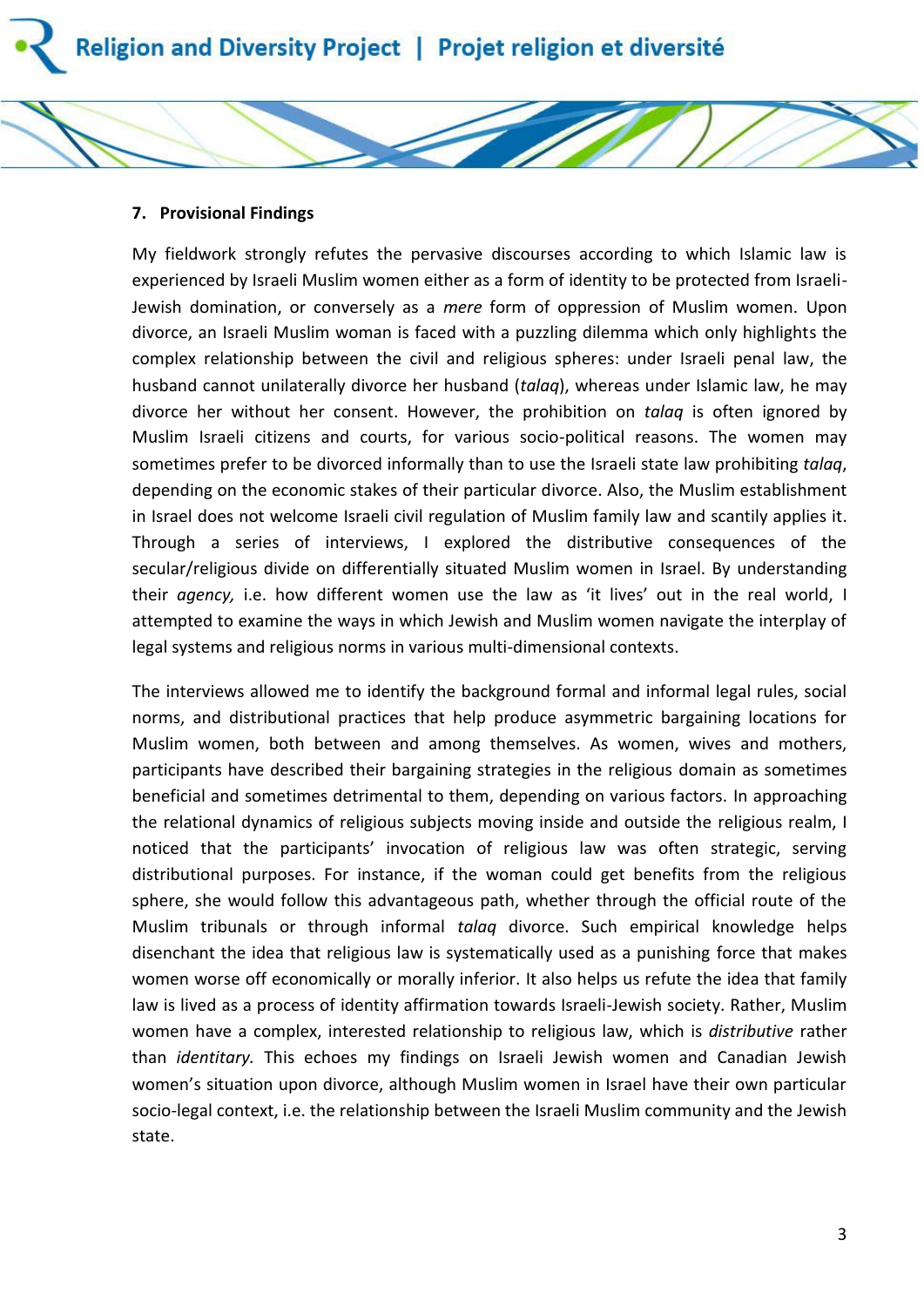### 7. Provisional Findings

My fieldwork strongly refutes the pervasive discourses according to which Islamic law is experienced by Israeli Muslim women either as a form of identity to be protected from Israeli-Jewish domination, or conversely as a *mere* form of oppression of Muslim women. Upon divorce, an Israeli Muslim woman is faced with a puzzling dilemma which only highlights the complex relationship between the civil and religious spheres: under Israeli penal law, the husband cannot unilaterally divorce her husband (*talaq*), whereas under Islamic law, he may divorce her without her consent. However, the prohibition on *talaq* is often ignored by Muslim Israeli citizens and courts, for various socio-political reasons. The women may sometimes prefer to be divorced informally than to use the Israeli state law prohibiting *talaq*, depending on the economic stakes of their particular divorce. Also, the Muslim establishment in Israel does not welcome Israeli civil regulation of Muslim family law and scantily applies it. Through a series of interviews, I explored the distributive consequences of the secular/religious divide on differentially situated Muslim women in Israel. By understanding their *agency,* i.e. how different women use the law as 'it lives' out in the real world, I attempted to examine the ways in which Jewish and Muslim women navigate the interplay of legal systems and religious norms in various multi-dimensional contexts.

The interviews allowed me to identify the background formal and informal legal rules, social norms, and distributional practices that help produce asymmetric bargaining locations for Muslim women, both between and among themselves. As women, wives and mothers, participants have described their bargaining strategies in the religious domain as sometimes beneficial and sometimes detrimental to them, depending on various factors. In approaching the relational dynamics of religious subjects moving inside and outside the religious realm, I noticed that the participants' invocation of religious law was often strategic, serving distributional purposes. For instance, if the woman could get benefits from the religious sphere, she would follow this advantageous path, whether through the official route of the Muslim tribunals or through informal *talaq* divorce. Such empirical knowledge helps disenchant the idea that religious law is systematically used as a punishing force that makes women worse off economically or morally inferior. It also helps us refute the idea that family law is lived as a process of identity affirmation towards Israeli-Jewish society. Rather, Muslim women have a complex, interested relationship to religious law, which is *distributive* rather than *identitary.* This echoes my findings on Israeli Jewish women and Canadian Jewish women's situation upon divorce, although Muslim women in Israel have their own particular socio-legal context, i.e. the relationship between the Israeli Muslim community and the Jewish state.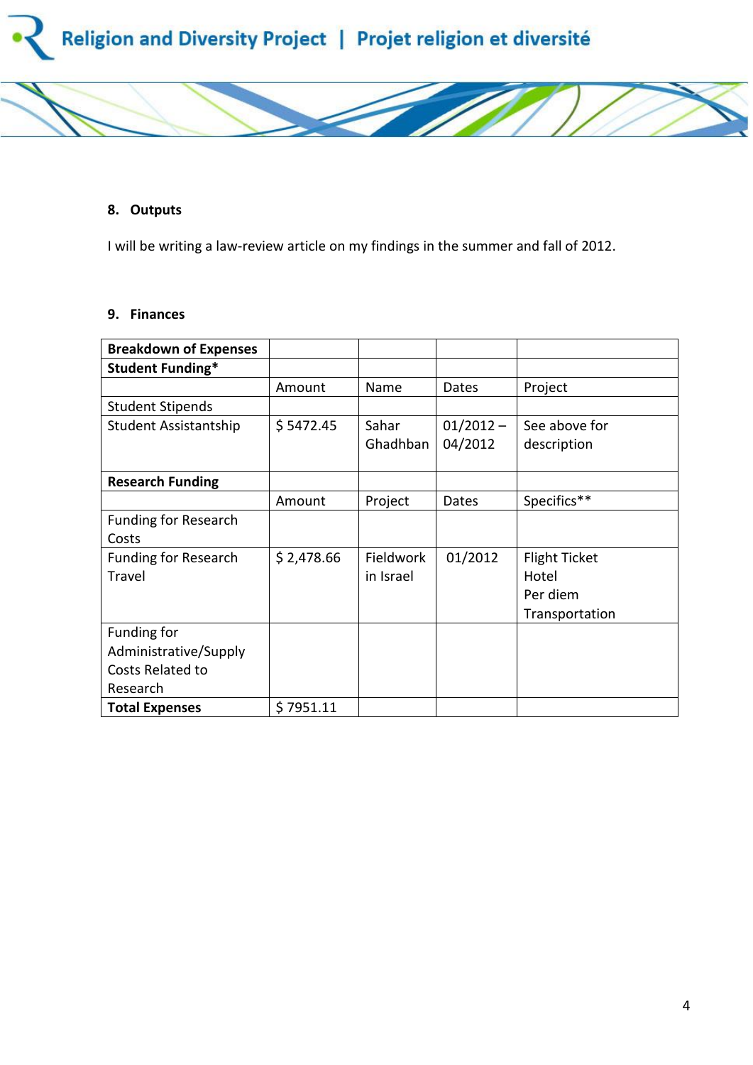**8. Outputs**

I will be writing a law-review article on my findings in the summer and fall of 2012.

**9. Finances**

| **Breakdown of Expenses** | | | | |
|---|---|---|---|---|
| **Student Funding*** | | | | |
| | Amount | Name | Dates | Project |
| Student Stipends | | | | |
| Student Assistantship | $ 5472.45 | Sahar Ghadhban | 01/2012 – 04/2012 | See above for description |
| **Research Funding** | | | | |
| | Amount | Project | Dates | Specifics** |
| Funding for Research Costs | | | | |
| Funding for Research Travel | $ 2,478.66 | Fieldwork in Israel | 01/2012 | Flight Ticket<br>Hotel<br>Per diem<br>Transportation |
| Funding for Administrative/Supply Costs Related to Research | | | | |
| **Total Expenses** | $ 7951.11 | | | |